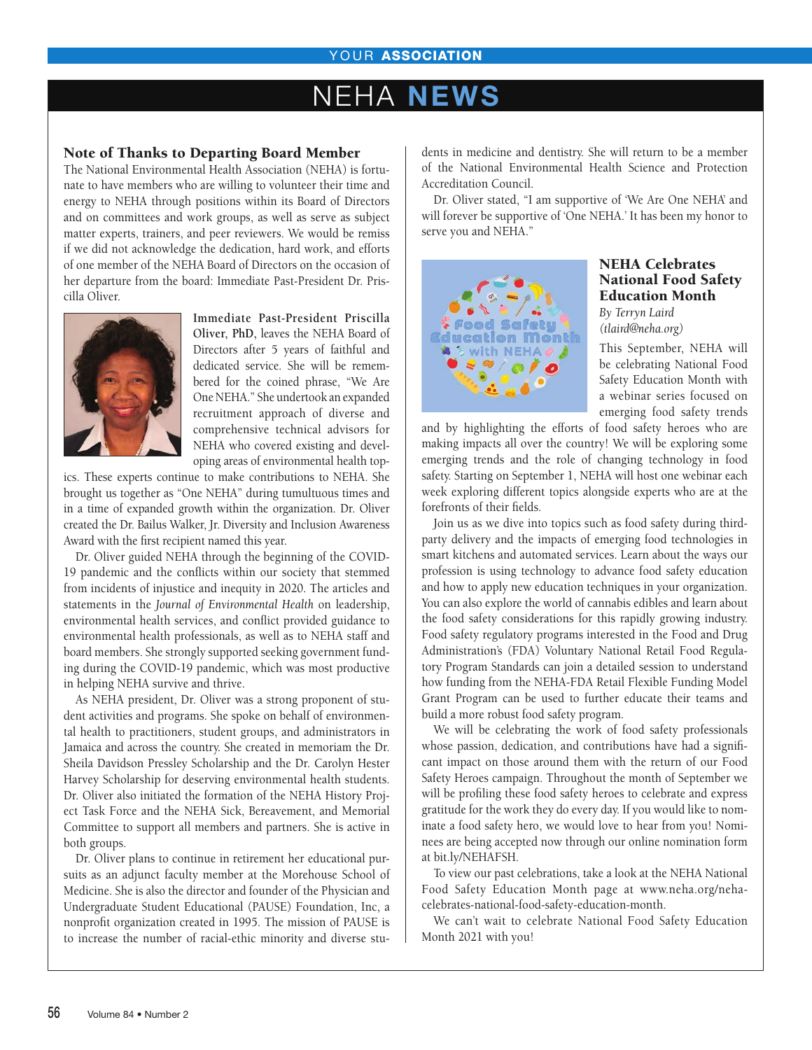# NEHA NEWS

## Note of Thanks to Departing Board Member

The National Environmental Health Association (NEHA) is fortunate to have members who are willing to volunteer their time and energy to NEHA through positions within its Board of Directors and on committees and work groups, as well as serve as subject matter experts, trainers, and peer reviewers. We would be remiss if we did not acknowledge the dedication, hard work, and efforts of one member of the NEHA Board of Directors on the occasion of her departure from the board: Immediate Past-President Dr. Priscilla Oliver.

**Immediate Past-President Priscilla Oliver, PhD,** leaves the NEHA Board of Directors after 5 years of faithful and dedicated service. She will be remembered for the coined phrase, "We Are One NEHA." She undertook an expanded recruitment approach of diverse and comprehensive technical advisors for NEHA who covered existing and developing areas of environmental health topics. These experts continue to make contributions to NEHA. She brought us together as "One NEHA" during tumultuous times and in a time of expanded growth within the organization. Dr. Oliver created the Dr. Bailus Walker, Jr. Diversity and Inclusion Awareness Award with the first recipient named this year.

Dr. Oliver guided NEHA through the beginning of the COVID-19 pandemic and the conflicts within our society that stemmed from incidents of injustice and inequity in 2020. The articles and statements in the *Journal of Environmental Health* on leadership, environmental health services, and conflict provided guidance to environmental health professionals, as well as to NEHA staff and board members. She strongly supported seeking government funding during the COVID-19 pandemic, which was most productive in helping NEHA survive and thrive.

As NEHA president, Dr. Oliver was a strong proponent of student activities and programs. She spoke on behalf of environmental health to practitioners, student groups, and administrators in Jamaica and across the country. She created in memoriam the Dr. Sheila Davidson Pressley Scholarship and the Dr. Carolyn Hester Harvey Scholarship for deserving environmental health students. Dr. Oliver also initiated the formation of the NEHA History Project Task Force and the NEHA Sick, Bereavement, and Memorial Committee to support all members and partners. She is active in both groups.

Dr. Oliver plans to continue in retirement her educational pursuits as an adjunct faculty member at the Morehouse School of Medicine. She is also the director and founder of the Physician and Undergraduate Student Educational (PAUSE) Foundation, Inc, a nonprofit organization created in 1995. The mission of PAUSE is to increase the number of racial-ethic minority and diverse students in medicine and dentistry. She will return to be a member of the National Environmental Health Science and Protection Accreditation Council.

Dr. Oliver stated, "I am supportive of 'We Are One NEHA' and will forever be supportive of 'One NEHA.' It has been my honor to serve you and NEHA."

## NEHA Celebrates National Food Safety Education Month

*By Terryn Laird (tlaird@neha.org)*

This September, NEHA will be celebrating National Food Safety Education Month with a webinar series focused on emerging food safety trends and by highlighting the efforts of food safety heroes who are making impacts all over the country! We will be exploring some emerging trends and the role of changing technology in food safety. Starting on September 1, NEHA will host one webinar each week exploring different topics alongside experts who are at the forefronts of their fields.

Join us as we dive into topics such as food safety during third-party delivery and the impacts of emerging food technologies in smart kitchens and automated services. Learn about the ways our profession is using technology to advance food safety education and how to apply new education techniques in your organization. You can also explore the world of cannabis edibles and learn about the food safety considerations for this rapidly growing industry. Food safety regulatory programs interested in the Food and Drug Administration's (FDA) Voluntary National Retail Food Regulatory Program Standards can join a detailed session to understand how funding from the NEHA-FDA Retail Flexible Funding Model Grant Program can be used to further educate their teams and build a more robust food safety program.

We will be celebrating the work of food safety professionals whose passion, dedication, and contributions have had a significant impact on those around them with the return of our Food Safety Heroes campaign. Throughout the month of September we will be profiling these food safety heroes to celebrate and express gratitude for the work they do every day. If you would like to nominate a food safety hero, we would love to hear from you! Nominees are being accepted now through our online nomination form at bit.ly/NEHAFSH.

To view our past celebrations, take a look at the NEHA National Food Safety Education Month page at www.neha.org/neha-celebrates-national-food-safety-education-month.

We can't wait to celebrate National Food Safety Education Month 2021 with you!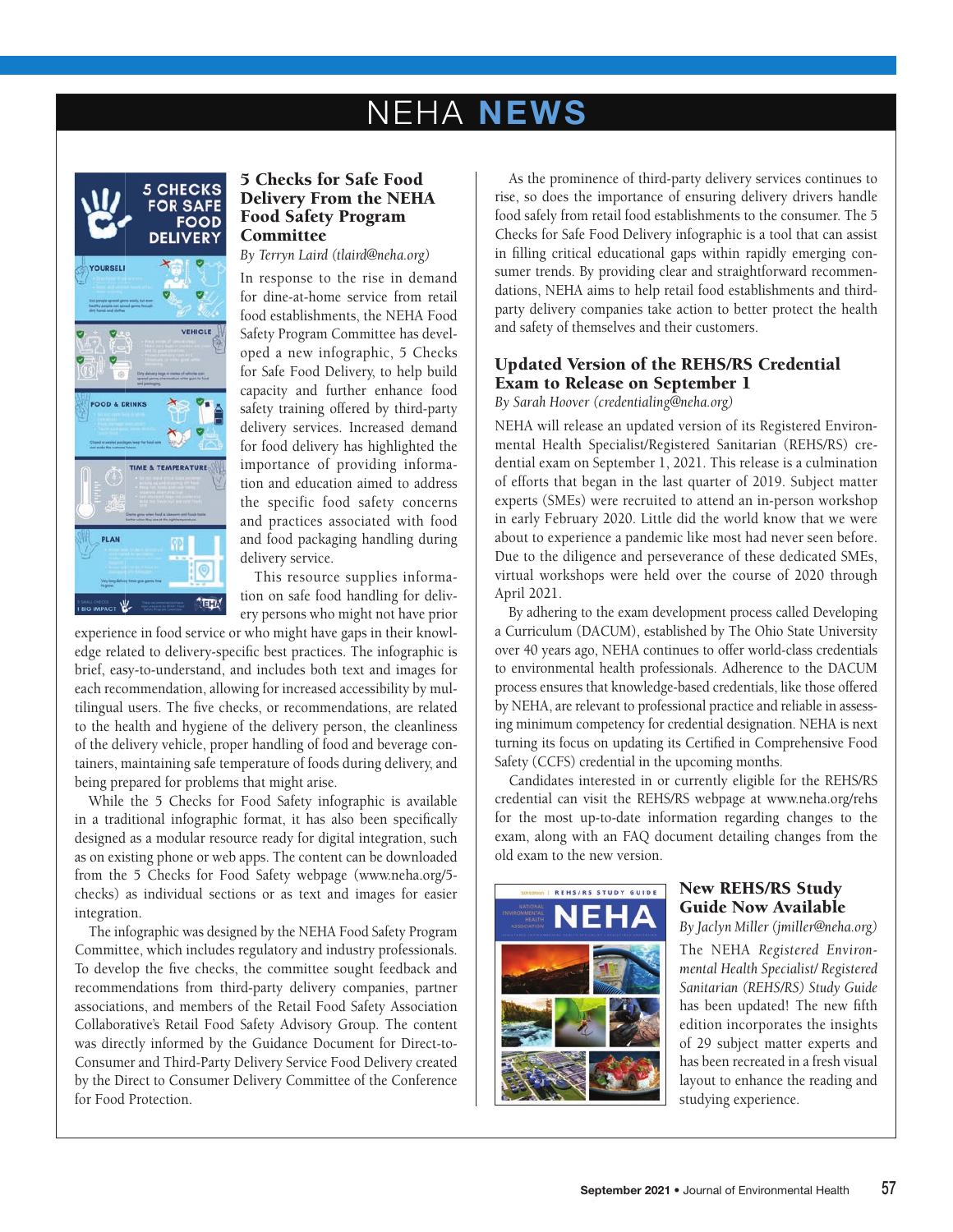# NEHA NEWS

## 5 Checks for Safe Food Delivery From the NEHA Food Safety Program Committee

*By Terryn Laird (tlaird@neha.org)*

In response to the rise in demand for dine-at-home service from retail food establishments, the NEHA Food Safety Program Committee has developed a new infographic, 5 Checks for Safe Food Delivery, to help build capacity and further enhance food safety training offered by third-party delivery services. Increased demand for food delivery has highlighted the importance of providing information and education aimed to address the specific food safety concerns and practices associated with food and food packaging handling during delivery service.

This resource supplies information on safe food handling for delivery persons who might not have prior experience in food service or who might have gaps in their knowledge related to delivery-specific best practices. The infographic is brief, easy-to-understand, and includes both text and images for each recommendation, allowing for increased accessibility by multilingual users. The five checks, or recommendations, are related to the health and hygiene of the delivery person, the cleanliness of the delivery vehicle, proper handling of food and beverage containers, maintaining safe temperature of foods during delivery, and being prepared for problems that might arise.

While the 5 Checks for Food Safety infographic is available in a traditional infographic format, it has also been specifically designed as a modular resource ready for digital integration, such as on existing phone or web apps. The content can be downloaded from the 5 Checks for Food Safety webpage (www.neha.org/5-checks) as individual sections or as text and images for easier integration.

The infographic was designed by the NEHA Food Safety Program Committee, which includes regulatory and industry professionals. To develop the five checks, the committee sought feedback and recommendations from third-party delivery companies, partner associations, and members of the Retail Food Safety Association Collaborative's Retail Food Safety Advisory Group. The content was directly informed by the Guidance Document for Direct-to-Consumer and Third-Party Delivery Service Food Delivery created by the Direct to Consumer Delivery Committee of the Conference for Food Protection.

As the prominence of third-party delivery services continues to rise, so does the importance of ensuring delivery drivers handle food safely from retail food establishments to the consumer. The 5 Checks for Safe Food Delivery infographic is a tool that can assist in filling critical educational gaps within rapidly emerging consumer trends. By providing clear and straightforward recommendations, NEHA aims to help retail food establishments and third-party delivery companies take action to better protect the health and safety of themselves and their customers.

## Updated Version of the REHS/RS Credential Exam to Release on September 1

*By Sarah Hoover (credentialing@neha.org)*

NEHA will release an updated version of its Registered Environmental Health Specialist/Registered Sanitarian (REHS/RS) credential exam on September 1, 2021. This release is a culmination of efforts that began in the last quarter of 2019. Subject matter experts (SMEs) were recruited to attend an in-person workshop in early February 2020. Little did the world know that we were about to experience a pandemic like most had never seen before. Due to the diligence and perseverance of these dedicated SMEs, virtual workshops were held over the course of 2020 through April 2021.

By adhering to the exam development process called Developing a Curriculum (DACUM), established by The Ohio State University over 40 years ago, NEHA continues to offer world-class credentials to environmental health professionals. Adherence to the DACUM process ensures that knowledge-based credentials, like those offered by NEHA, are relevant to professional practice and reliable in assessing minimum competency for credential designation. NEHA is next turning its focus on updating its Certified in Comprehensive Food Safety (CCFS) credential in the upcoming months.

Candidates interested in or currently eligible for the REHS/RS credential can visit the REHS/RS webpage at www.neha.org/rehs for the most up-to-date information regarding changes to the exam, along with an FAQ document detailing changes from the old exam to the new version.

## New REHS/RS Study Guide Now Available

*By Jaclyn Miller (jmiller@neha.org)*

The NEHA *Registered Environmental Health Specialist/ Registered Sanitarian (REHS/RS) Study Guide* has been updated! The new fifth edition incorporates the insights of 29 subject matter experts and has been recreated in a fresh visual layout to enhance the reading and studying experience.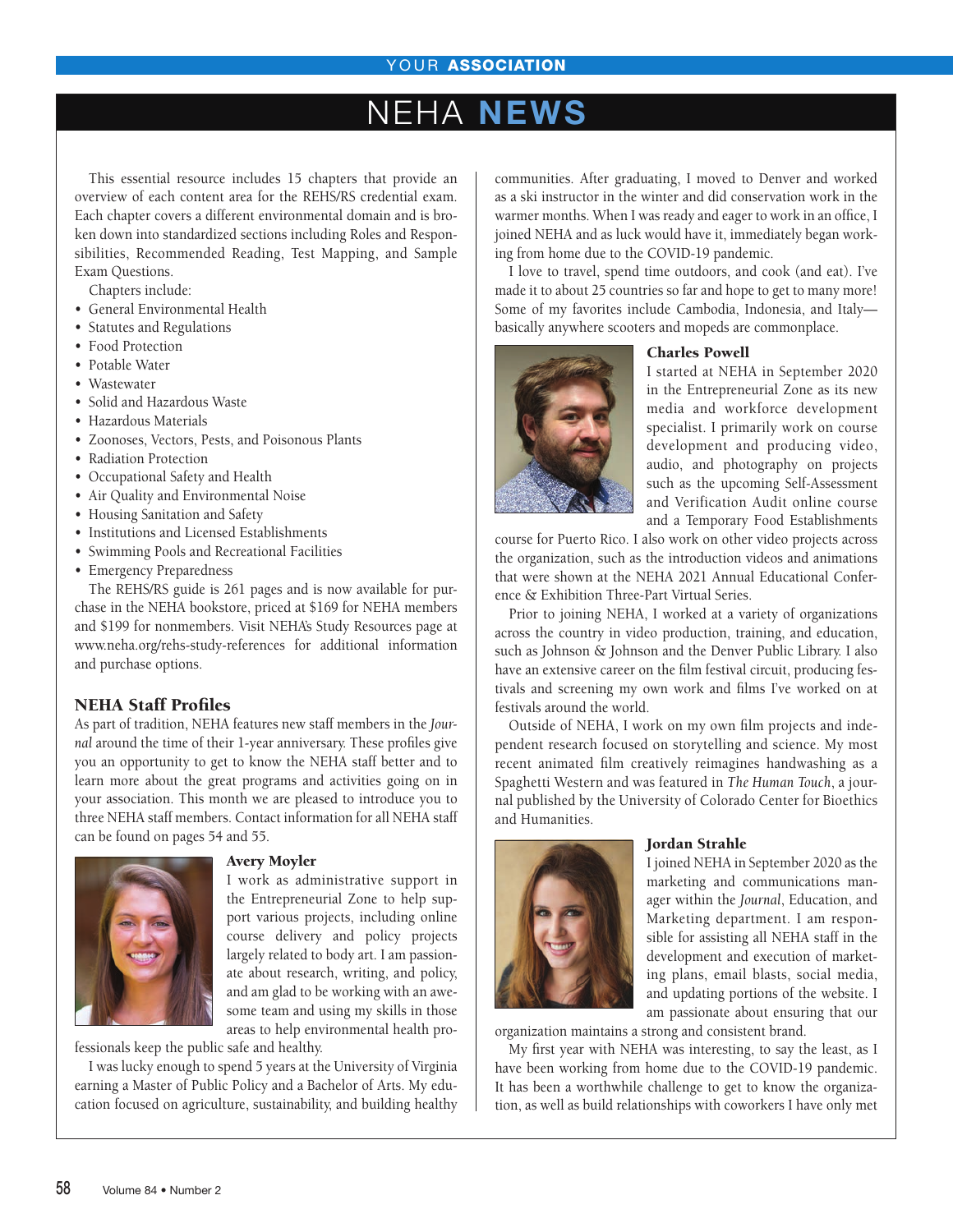# NEHA NEWS

This essential resource includes 15 chapters that provide an overview of each content area for the REHS/RS credential exam. Each chapter covers a different environmental domain and is broken down into standardized sections including Roles and Responsibilities, Recommended Reading, Test Mapping, and Sample Exam Questions.

Chapters include:

- General Environmental Health
- Statutes and Regulations
- Food Protection
- Potable Water
- Wastewater
- Solid and Hazardous Waste
- Hazardous Materials
- Zoonoses, Vectors, Pests, and Poisonous Plants
- Radiation Protection
- Occupational Safety and Health
- Air Quality and Environmental Noise
- Housing Sanitation and Safety
- Institutions and Licensed Establishments
- Swimming Pools and Recreational Facilities
- Emergency Preparedness

The REHS/RS guide is 261 pages and is now available for purchase in the NEHA bookstore, priced at $169 for NEHA members and $199 for nonmembers. Visit NEHA's Study Resources page at www.neha.org/rehs-study-references for additional information and purchase options.

## NEHA Staff Profiles

As part of tradition, NEHA features new staff members in the *Journal* around the time of their 1-year anniversary. These profiles give you an opportunity to get to know the NEHA staff better and to learn more about the great programs and activities going on in your association. This month we are pleased to introduce you to three NEHA staff members. Contact information for all NEHA staff can be found on pages 54 and 55.

### Avery Moyler

I work as administrative support in the Entrepreneurial Zone to help support various projects, including online course delivery and policy projects largely related to body art. I am passionate about research, writing, and policy, and am glad to be working with an awesome team and using my skills in those areas to help environmental health professionals keep the public safe and healthy.

I was lucky enough to spend 5 years at the University of Virginia earning a Master of Public Policy and a Bachelor of Arts. My education focused on agriculture, sustainability, and building healthy communities. After graduating, I moved to Denver and worked as a ski instructor in the winter and did conservation work in the warmer months. When I was ready and eager to work in an office, I joined NEHA and as luck would have it, immediately began working from home due to the COVID-19 pandemic.

I love to travel, spend time outdoors, and cook (and eat). I've made it to about 25 countries so far and hope to get to many more! Some of my favorites include Cambodia, Indonesia, and Italy—basically anywhere scooters and mopeds are commonplace.

### Charles Powell

I started at NEHA in September 2020 in the Entrepreneurial Zone as its new media and workforce development specialist. I primarily work on course development and producing video, audio, and photography on projects such as the upcoming Self-Assessment and Verification Audit online course and a Temporary Food Establishments course for Puerto Rico. I also work on other video projects across the organization, such as the introduction videos and animations that were shown at the NEHA 2021 Annual Educational Conference & Exhibition Three-Part Virtual Series.

Prior to joining NEHA, I worked at a variety of organizations across the country in video production, training, and education, such as Johnson & Johnson and the Denver Public Library. I also have an extensive career on the film festival circuit, producing festivals and screening my own work and films I've worked on at festivals around the world.

Outside of NEHA, I work on my own film projects and independent research focused on storytelling and science. My most recent animated film creatively reimagines handwashing as a Spaghetti Western and was featured in *The Human Touch*, a journal published by the University of Colorado Center for Bioethics and Humanities.

### Jordan Strahle

I joined NEHA in September 2020 as the marketing and communications manager within the *Journal*, Education, and Marketing department. I am responsible for assisting all NEHA staff in the development and execution of marketing plans, email blasts, social media, and updating portions of the website. I am passionate about ensuring that our organization maintains a strong and consistent brand.

My first year with NEHA was interesting, to say the least, as I have been working from home due to the COVID-19 pandemic. It has been a worthwhile challenge to get to know the organization, as well as build relationships with coworkers I have only met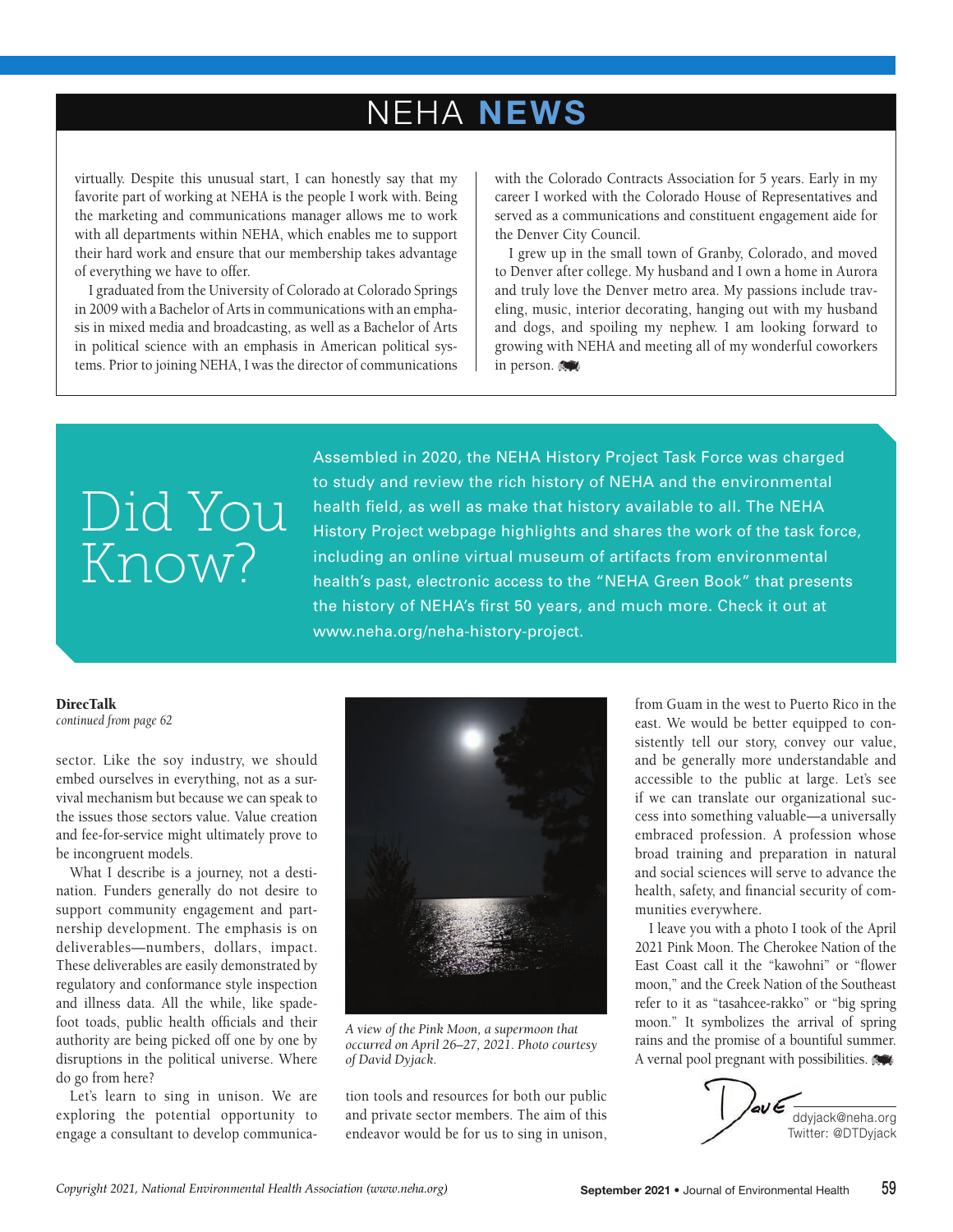# NEHA NEWS

virtually. Despite this unusual start, I can honestly say that my favorite part of working at NEHA is the people I work with. Being the marketing and communications manager allows me to work with all departments within NEHA, which enables me to support their hard work and ensure that our membership takes advantage of everything we have to offer.

I graduated from the University of Colorado at Colorado Springs in 2009 with a Bachelor of Arts in communications with an emphasis in mixed media and broadcasting, as well as a Bachelor of Arts in political science with an emphasis in American political systems. Prior to joining NEHA, I was the director of communications with the Colorado Contracts Association for 5 years. Early in my career I worked with the Colorado House of Representatives and served as a communications and constituent engagement aide for the Denver City Council.

I grew up in the small town of Granby, Colorado, and moved to Denver after college. My husband and I own a home in Aurora and truly love the Denver metro area. My passions include traveling, music, interior decorating, hanging out with my husband and dogs, and spoiling my nephew. I am looking forward to growing with NEHA and meeting all of my wonderful coworkers in person.

## Did You Know?

Assembled in 2020, the NEHA History Project Task Force was charged to study and review the rich history of NEHA and the environmental health field, as well as make that history available to all. The NEHA History Project webpage highlights and shares the work of the task force, including an online virtual museum of artifacts from environmental health's past, electronic access to the "NEHA Green Book" that presents the history of NEHA's first 50 years, and much more. Check it out at www.neha.org/neha-history-project.

**DirecTalk**
*continued from page 62*

sector. Like the soy industry, we should embed ourselves in everything, not as a survival mechanism but because we can speak to the issues those sectors value. Value creation and fee-for-service might ultimately prove to be incongruent models.

What I describe is a journey, not a destination. Funders generally do not desire to support community engagement and partnership development. The emphasis is on deliverables—numbers, dollars, impact. These deliverables are easily demonstrated by regulatory and conformance style inspection and illness data. All the while, like spadefoot toads, public health officials and their authority are being picked off one by one by disruptions in the political universe. Where do go from here?

Let's learn to sing in unison. We are exploring the potential opportunity to engage a consultant to develop communication tools and resources for both our public and private sector members. The aim of this endeavor would be for us to sing in unison, from Guam in the west to Puerto Rico in the east. We would be better equipped to consistently tell our story, convey our value, and be generally more understandable and accessible to the public at large. Let's see if we can translate our organizational success into something valuable—a universally embraced profession. A profession whose broad training and preparation in natural and social sciences will serve to advance the health, safety, and financial security of communities everywhere.

*A view of the Pink Moon, a supermoon that occurred on April 26–27, 2021. Photo courtesy of David Dyjack.*

I leave you with a photo I took of the April 2021 Pink Moon. The Cherokee Nation of the East Coast call it the "kawohni" or "flower moon," and the Creek Nation of the Southeast refer to it as "tasahcee-rakko" or "big spring moon." It symbolizes the arrival of spring rains and the promise of a bountiful summer. A vernal pool pregnant with possibilities.

Dave
ddyjack@neha.org
Twitter: @DTDyjack

*Copyright 2021, National Environmental Health Association (www.neha.org)*